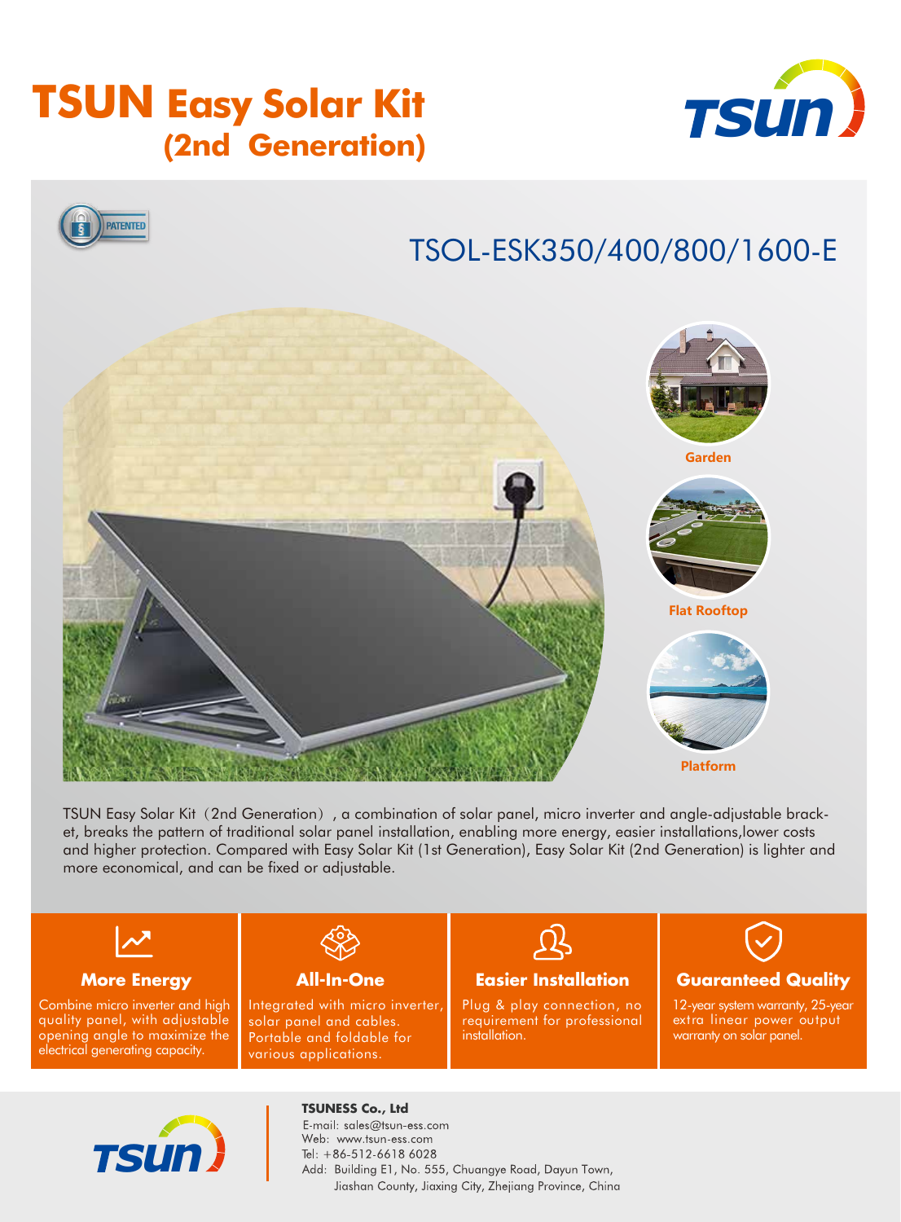# TSUN Easy Solar Kit (2nd Generation)

PATENTED

## TSOL-ESK350/400/800/1600-E

Garden

Flat Rooftop

Platform

TSUN Easy Solar Kit（2nd Generation）, a combination of solar panel, micro inverter and angle-adjustable bracket, breaks the pattern of traditional solar panel installation, enabling more energy, easier installations,lower costs and higher protection. Compared with Easy Solar Kit (1st Generation), Easy Solar Kit (2nd Generation) is lighter and more economical, and can be fixed or adjustable.

### More Energy

Combine micro inverter and high quality panel, with adjustable opening angle to maximize the electrical generating capacity.

### All-In-One

Integrated with micro inverter, solar panel and cables. Portable and foldable for various applications.

### Easier Installation

Plug & play connection, no requirement for professional installation.

### Guaranteed Quality

12-year system warranty, 25-year extra linear power output warranty on solar panel.

**TSUNESS Co., Ltd**

E-mail: sales@tsun-ess.com
Web: www.tsun-ess.com
Tel: +86-512-6618 6028
Add: Building E1, No. 555, Chuangye Road, Dayun Town, Jiashan County, Jiaxing City, Zhejiang Province, China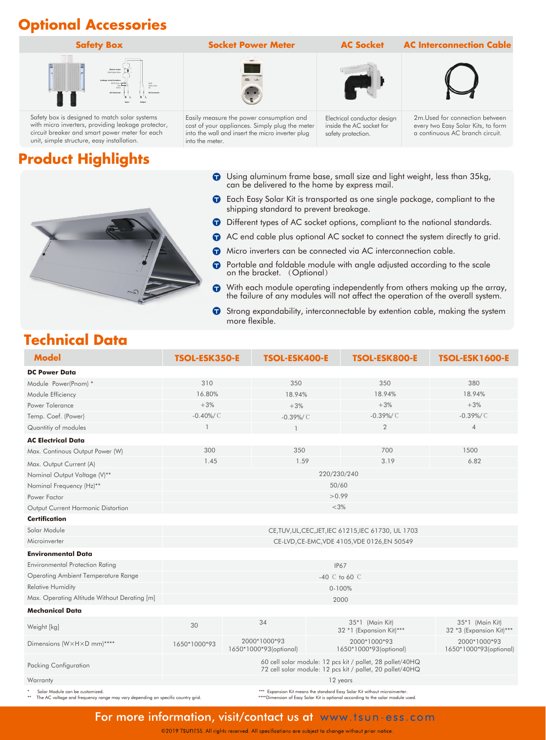## Optional Accessories

| Safety Box | Socket Power Meter | AC Socket | AC Interconnection Cable |
|---|---|---|---|
| Safety box is designed to match solar systems with micro inverters, providing leakage protector, circuit breaker and smart power meter for each unit, simple structure, easy installation. | Easily measure the power consumption and cost of your appliances. Simply plug the meter into the wall and insert the micro inverter plug into the meter. | Electrical conductor design inside the AC socket for safety protection. | 2m.Used for connection between every two Easy Solar Kits, to form a continuous AC branch circuit. |

## Product Highlights

- Using aluminum frame base, small size and light weight, less than 35kg, can be delivered to the home by express mail.
- Each Easy Solar Kit is transported as one single package, compliant to the shipping standard to prevent breakage.
- Different types of AC socket options, compliant to the national standards.
- AC end cable plus optional AC socket to connect the system directly to grid.
- Micro inverters can be connected via AC interconnection cable.
- Portable and foldable module with angle adjusted according to the scale on the bracket. （Optional）
- With each module operating independently from others making up the array, the failure of any modules will not affect the operation of the overall system.
- Strong expandability, interconnectable by extention cable, making the system more flexible.

## Technical Data

| Model | TSOL-ESK350-E | TSOL-ESK400-E | TSOL-ESK800-E | TSOL-ESK1600-E |
|---|---|---|---|---|
| **DC Power Data** | | | | |
| Module Power(Pnom) * | 310 | 350 | 350 | 380 |
| Module Efficiency | 16.80% | 18.94% | 18.94% | 18.94% |
| Power Tolerance | +3% | +3% | +3% | +3% |
| Temp. Coef. (Power) | -0.40%/ C | -0.39%/ C | -0.39%/ C | -0.39%/ C |
| Quantitiy of modules | 1 | 1 | 2 | 4 |
| **AC Electrical Data** | | | | |
| Max. Continous Output Power (W) | 300 | 350 | 700 | 1500 |
| Max. Output Current (A) | 1.45 | 1.59 | 3.19 | 6.82 |
| Nominal Output Voltage (V)** | 220/230/240 | | | |
| Nominal Frequency (Hz)** | 50/60 | | | |
| Power Factor | >0.99 | | | |
| Output Current Harmonic Distortion | <3% | | | |
| **Certification** | | | | |
| Solar Module | CE,TUV,UL,CEC,JET,IEC 61215,IEC 61730, UL 1703 | | | |
| Microinverter | CE-LVD,CE-EMC,VDE 4105,VDE 0126,EN 50549 | | | |
| **Environmental Data** | | | | |
| Environmental Protection Rating | IP67 | | | |
| Operating Ambient Temperature Range | -40 C to 60 C | | | |
| Relative Humidity | 0-100% | | | |
| Max. Operating Altitude Without Derating [m] | 2000 | | | |
| **Mechanical Data** | | | | |
| Weight [kg] | 30 | 34 | 35*1 (Main Kit) 32 *1 (Expansion Kit)*** | 35*1 (Main Kit) 32 *3 (Expansion Kit)*** |
| Dimensions (W×H×D mm)**** | 1650*1000*93 | 2000*1000*93 1650*1000*93(optional) | 2000*1000*93 1650*1000*93(optional) | 2000*1000*93 1650*1000*93(optional) |
| Packing Configuration | 60 cell solar module: 12 pcs kit / pallet, 28 pallet/40HQ 72 cell solar module: 12 pcs kit / pallet, 20 pallet/40HQ | | | |
| Warranty | 12 years | | | |

\* Solar Module can be customized.
** The AC voltage and frequency range may vary depending on specific country grid.
*** Expansion Kit means the standard Easy Solar Kit without microinverter.
**** Dimension of Easy Solar Kit is optional according to the solar module used.

For more information, visit/contact us at www.tsun-ess.com

©2019 TSUNESS. All rights reserved. All specifications are subject to change without prior notice.